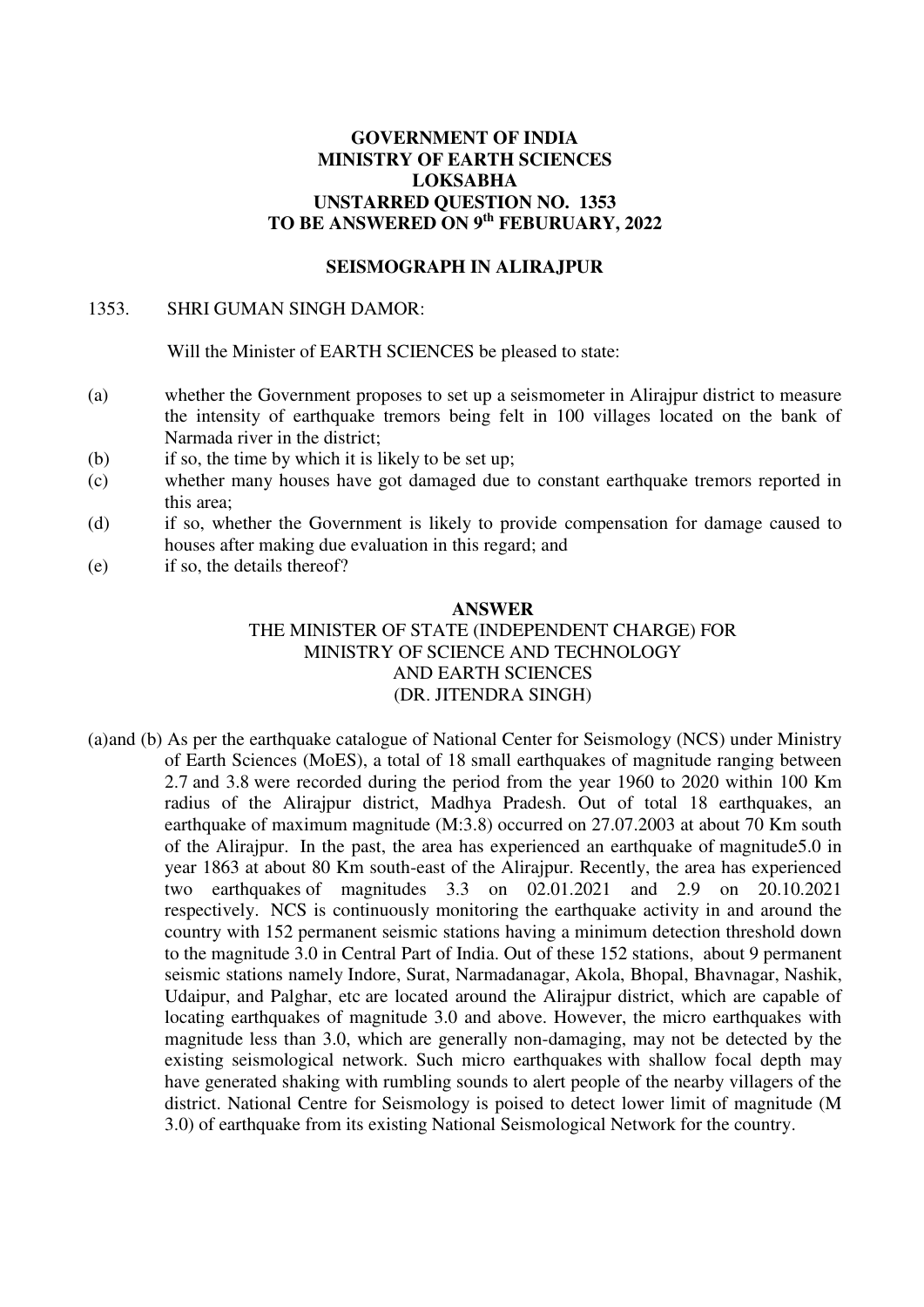**GOVERNMENT OF INDIA**
**MINISTRY OF EARTH SCIENCES**
**LOKSABHA**
**UNSTARRED QUESTION NO. 1353**
**TO BE ANSWERED ON 9th FEBURUARY, 2022**

**SEISMOGRAPH IN ALIRAJPUR**

1353. SHRI GUMAN SINGH DAMOR:

Will the Minister of EARTH SCIENCES be pleased to state:

(a) whether the Government proposes to set up a seismometer in Alirajpur district to measure the intensity of earthquake tremors being felt in 100 villages located on the bank of Narmada river in the district;

(b) if so, the time by which it is likely to be set up;

(c) whether many houses have got damaged due to constant earthquake tremors reported in this area;

(d) if so, whether the Government is likely to provide compensation for damage caused to houses after making due evaluation in this regard; and

(e) if so, the details thereof?

**ANSWER**

THE MINISTER OF STATE (INDEPENDENT CHARGE) FOR
MINISTRY OF SCIENCE AND TECHNOLOGY
AND EARTH SCIENCES
(DR. JITENDRA SINGH)

(a)and (b) As per the earthquake catalogue of National Center for Seismology (NCS) under Ministry of Earth Sciences (MoES), a total of 18 small earthquakes of magnitude ranging between 2.7 and 3.8 were recorded during the period from the year 1960 to 2020 within 100 Km radius of the Alirajpur district, Madhya Pradesh. Out of total 18 earthquakes, an earthquake of maximum magnitude (M:3.8) occurred on 27.07.2003 at about 70 Km south of the Alirajpur. In the past, the area has experienced an earthquake of magnitude5.0 in year 1863 at about 80 Km south-east of the Alirajpur. Recently, the area has experienced two earthquakes of magnitudes 3.3 on 02.01.2021 and 2.9 on 20.10.2021 respectively. NCS is continuously monitoring the earthquake activity in and around the country with 152 permanent seismic stations having a minimum detection threshold down to the magnitude 3.0 in Central Part of India. Out of these 152 stations, about 9 permanent seismic stations namely Indore, Surat, Narmadanagar, Akola, Bhopal, Bhavnagar, Nashik, Udaipur, and Palghar, etc are located around the Alirajpur district, which are capable of locating earthquakes of magnitude 3.0 and above. However, the micro earthquakes with magnitude less than 3.0, which are generally non-damaging, may not be detected by the existing seismological network. Such micro earthquakes with shallow focal depth may have generated shaking with rumbling sounds to alert people of the nearby villagers of the district. National Centre for Seismology is poised to detect lower limit of magnitude (M 3.0) of earthquake from its existing National Seismological Network for the country.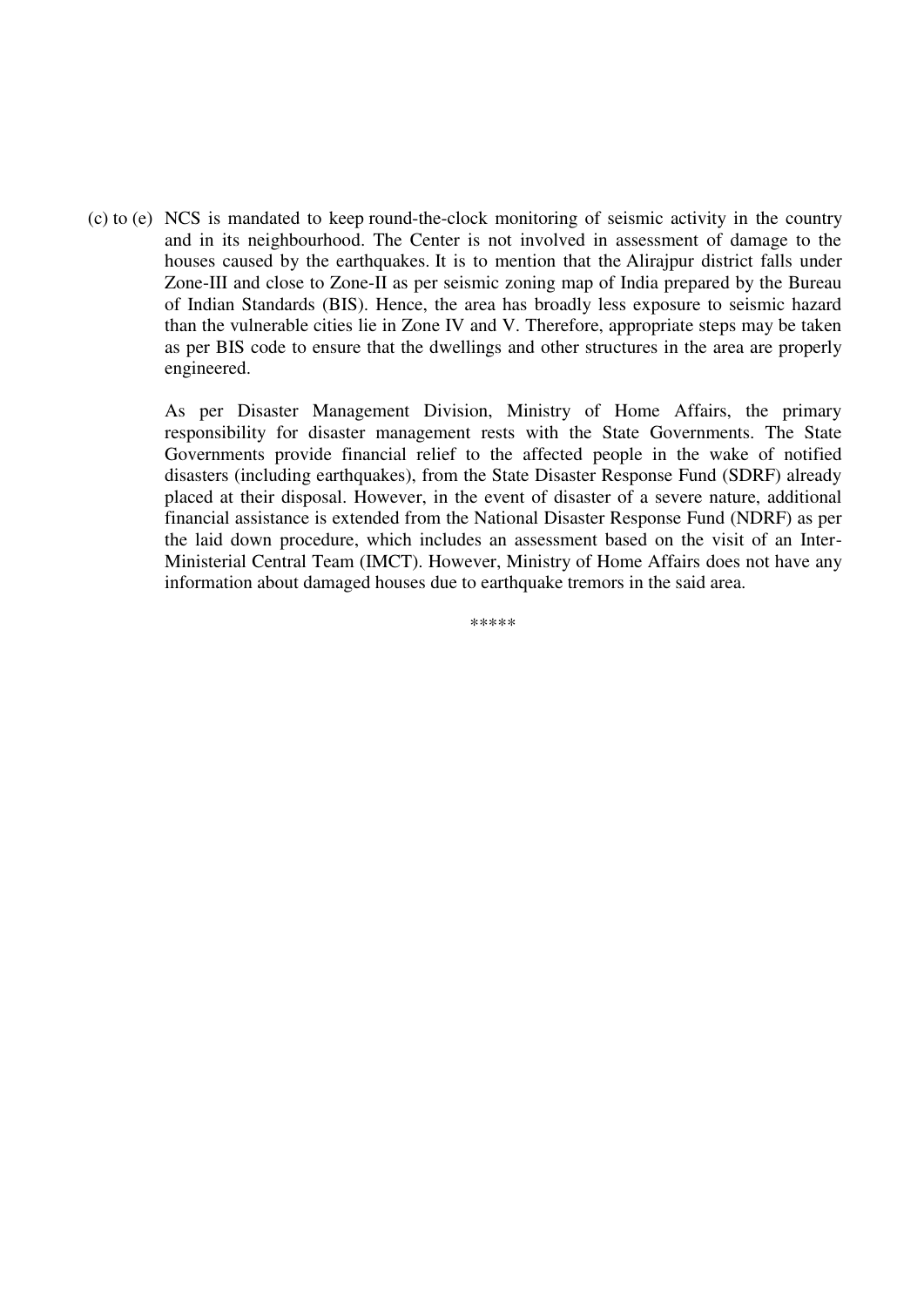(c) to (e) NCS is mandated to keep round-the-clock monitoring of seismic activity in the country and in its neighbourhood. The Center is not involved in assessment of damage to the houses caused by the earthquakes. It is to mention that the Alirajpur district falls under Zone-III and close to Zone-II as per seismic zoning map of India prepared by the Bureau of Indian Standards (BIS). Hence, the area has broadly less exposure to seismic hazard than the vulnerable cities lie in Zone IV and V. Therefore, appropriate steps may be taken as per BIS code to ensure that the dwellings and other structures in the area are properly engineered.

As per Disaster Management Division, Ministry of Home Affairs, the primary responsibility for disaster management rests with the State Governments. The State Governments provide financial relief to the affected people in the wake of notified disasters (including earthquakes), from the State Disaster Response Fund (SDRF) already placed at their disposal. However, in the event of disaster of a severe nature, additional financial assistance is extended from the National Disaster Response Fund (NDRF) as per the laid down procedure, which includes an assessment based on the visit of an Inter-Ministerial Central Team (IMCT). However, Ministry of Home Affairs does not have any information about damaged houses due to earthquake tremors in the said area.

*****